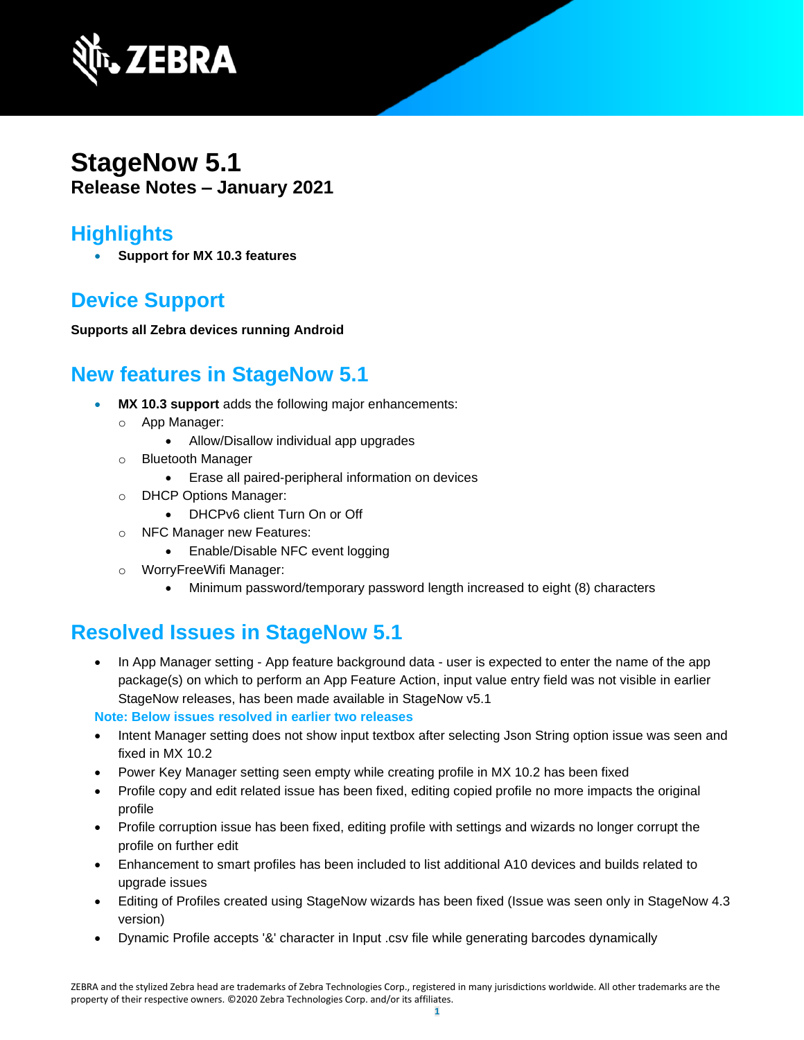# StageNow 5.1

**Release Notes – January 2021**

## Highlights

- **Support for MX 10.3 features**

## Device Support

**Supports all Zebra devices running Android**

## New features in StageNow 5.1

- **MX 10.3 support** adds the following major enhancements:
  - App Manager:
    - Allow/Disallow individual app upgrades
  - Bluetooth Manager
    - Erase all paired-peripheral information on devices
  - DHCP Options Manager:
    - DHCPv6 client Turn On or Off
  - NFC Manager new Features:
    - Enable/Disable NFC event logging
  - WorryFreeWifi Manager:
    - Minimum password/temporary password length increased to eight (8) characters

## Resolved Issues in StageNow 5.1

- In App Manager setting - App feature background data - user is expected to enter the name of the app package(s) on which to perform an App Feature Action, input value entry field was not visible in earlier StageNow releases, has been made available in StageNow v5.1

**Note: Below issues resolved in earlier two releases**

- Intent Manager setting does not show input textbox after selecting Json String option issue was seen and fixed in MX 10.2
- Power Key Manager setting seen empty while creating profile in MX 10.2 has been fixed
- Profile copy and edit related issue has been fixed, editing copied profile no more impacts the original profile
- Profile corruption issue has been fixed, editing profile with settings and wizards no longer corrupt the profile on further edit
- Enhancement to smart profiles has been included to list additional A10 devices and builds related to upgrade issues
- Editing of Profiles created using StageNow wizards has been fixed (Issue was seen only in StageNow 4.3 version)
- Dynamic Profile accepts '&' character in Input .csv file while generating barcodes dynamically

ZEBRA and the stylized Zebra head are trademarks of Zebra Technologies Corp., registered in many jurisdictions worldwide. All other trademarks are the property of their respective owners. ©2020 Zebra Technologies Corp. and/or its affiliates.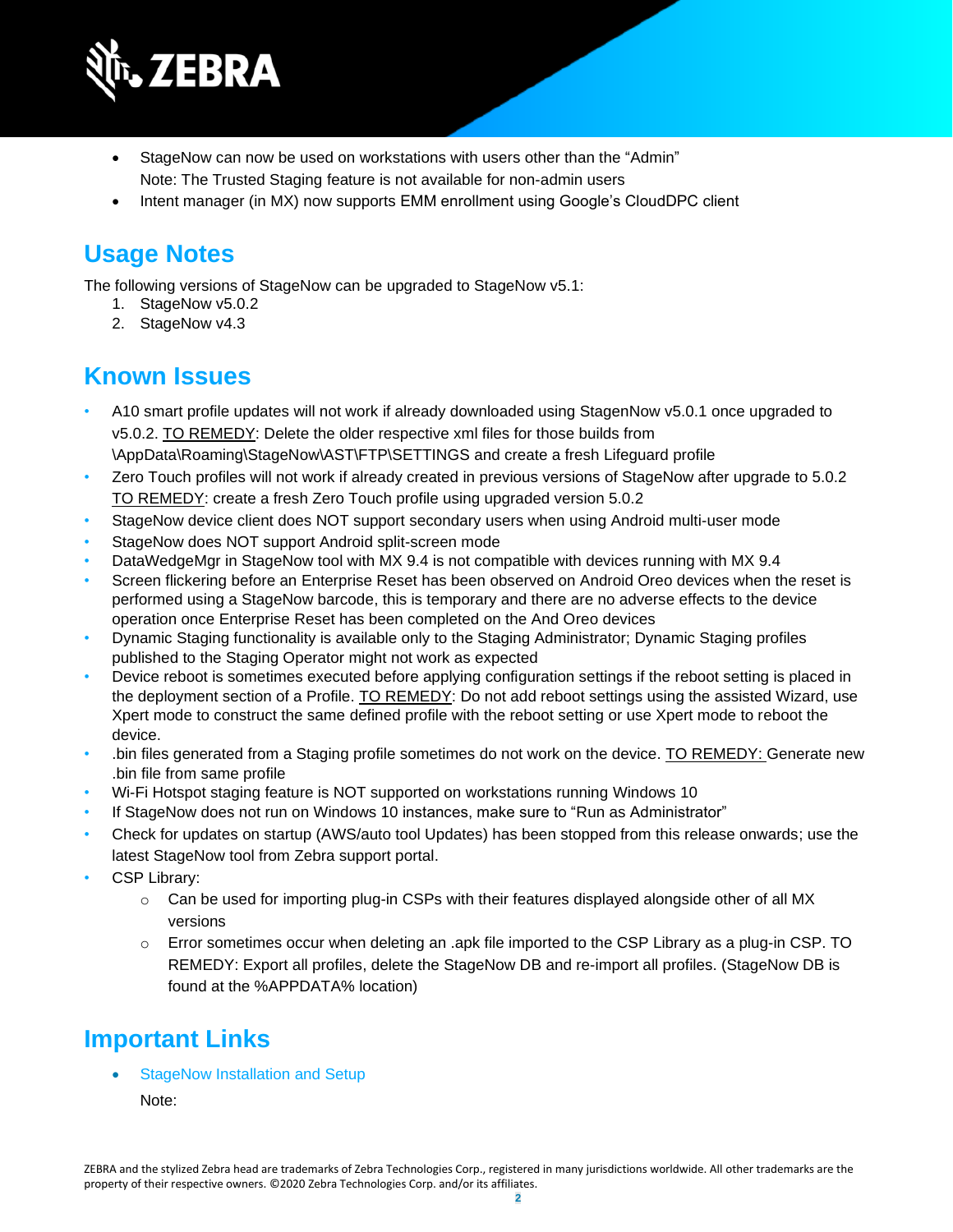- StageNow can now be used on workstations with users other than the "Admin"
  Note: The Trusted Staging feature is not available for non-admin users
- Intent manager (in MX) now supports EMM enrollment using Google's CloudDPC client

## Usage Notes

The following versions of StageNow can be upgraded to StageNow v5.1:

1. StageNow v5.0.2
2. StageNow v4.3

## Known Issues

- A10 smart profile updates will not work if already downloaded using StagenNow v5.0.1 once upgraded to v5.0.2. TO REMEDY: Delete the older respective xml files for those builds from \AppData\Roaming\StageNow\AST\FTP\SETTINGS and create a fresh Lifeguard profile
- Zero Touch profiles will not work if already created in previous versions of StageNow after upgrade to 5.0.2 TO REMEDY: create a fresh Zero Touch profile using upgraded version 5.0.2
- StageNow device client does NOT support secondary users when using Android multi-user mode
- StageNow does NOT support Android split-screen mode
- DataWedgeMgr in StageNow tool with MX 9.4 is not compatible with devices running with MX 9.4
- Screen flickering before an Enterprise Reset has been observed on Android Oreo devices when the reset is performed using a StageNow barcode, this is temporary and there are no adverse effects to the device operation once Enterprise Reset has been completed on the And Oreo devices
- Dynamic Staging functionality is available only to the Staging Administrator; Dynamic Staging profiles published to the Staging Operator might not work as expected
- Device reboot is sometimes executed before applying configuration settings if the reboot setting is placed in the deployment section of a Profile. TO REMEDY: Do not add reboot settings using the assisted Wizard, use Xpert mode to construct the same defined profile with the reboot setting or use Xpert mode to reboot the device.
- .bin files generated from a Staging profile sometimes do not work on the device. TO REMEDY: Generate new .bin file from same profile
- Wi-Fi Hotspot staging feature is NOT supported on workstations running Windows 10
- If StageNow does not run on Windows 10 instances, make sure to "Run as Administrator"
- Check for updates on startup (AWS/auto tool Updates) has been stopped from this release onwards; use the latest StageNow tool from Zebra support portal.
- CSP Library:
  - Can be used for importing plug-in CSPs with their features displayed alongside other of all MX versions
  - Error sometimes occur when deleting an .apk file imported to the CSP Library as a plug-in CSP. TO REMEDY: Export all profiles, delete the StageNow DB and re-import all profiles. (StageNow DB is found at the %APPDATA% location)

## Important Links

- StageNow Installation and Setup

  Note: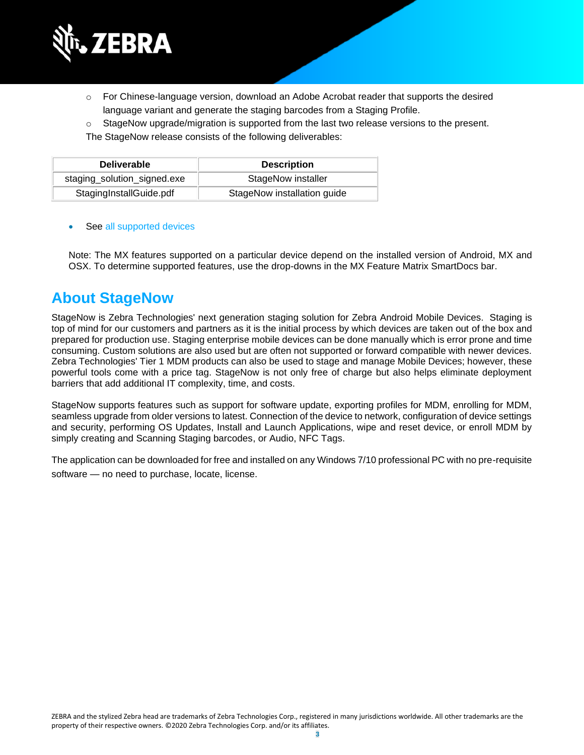- For Chinese-language version, download an Adobe Acrobat reader that supports the desired language variant and generate the staging barcodes from a Staging Profile.
- StageNow upgrade/migration is supported from the last two release versions to the present.

The StageNow release consists of the following deliverables:

| Deliverable | Description |
|---|---|
| staging_solution_signed.exe | StageNow installer |
| StagingInstallGuide.pdf | StageNow installation guide |

- See all supported devices

Note: The MX features supported on a particular device depend on the installed version of Android, MX and OSX. To determine supported features, use the drop-downs in the MX Feature Matrix SmartDocs bar.

## About StageNow

StageNow is Zebra Technologies' next generation staging solution for Zebra Android Mobile Devices. Staging is top of mind for our customers and partners as it is the initial process by which devices are taken out of the box and prepared for production use. Staging enterprise mobile devices can be done manually which is error prone and time consuming. Custom solutions are also used but are often not supported or forward compatible with newer devices. Zebra Technologies' Tier 1 MDM products can also be used to stage and manage Mobile Devices; however, these powerful tools come with a price tag. StageNow is not only free of charge but also helps eliminate deployment barriers that add additional IT complexity, time, and costs.

StageNow supports features such as support for software update, exporting profiles for MDM, enrolling for MDM, seamless upgrade from older versions to latest. Connection of the device to network, configuration of device settings and security, performing OS Updates, Install and Launch Applications, wipe and reset device, or enroll MDM by simply creating and Scanning Staging barcodes, or Audio, NFC Tags.

The application can be downloaded for free and installed on any Windows 7/10 professional PC with no pre-requisite software — no need to purchase, locate, license.